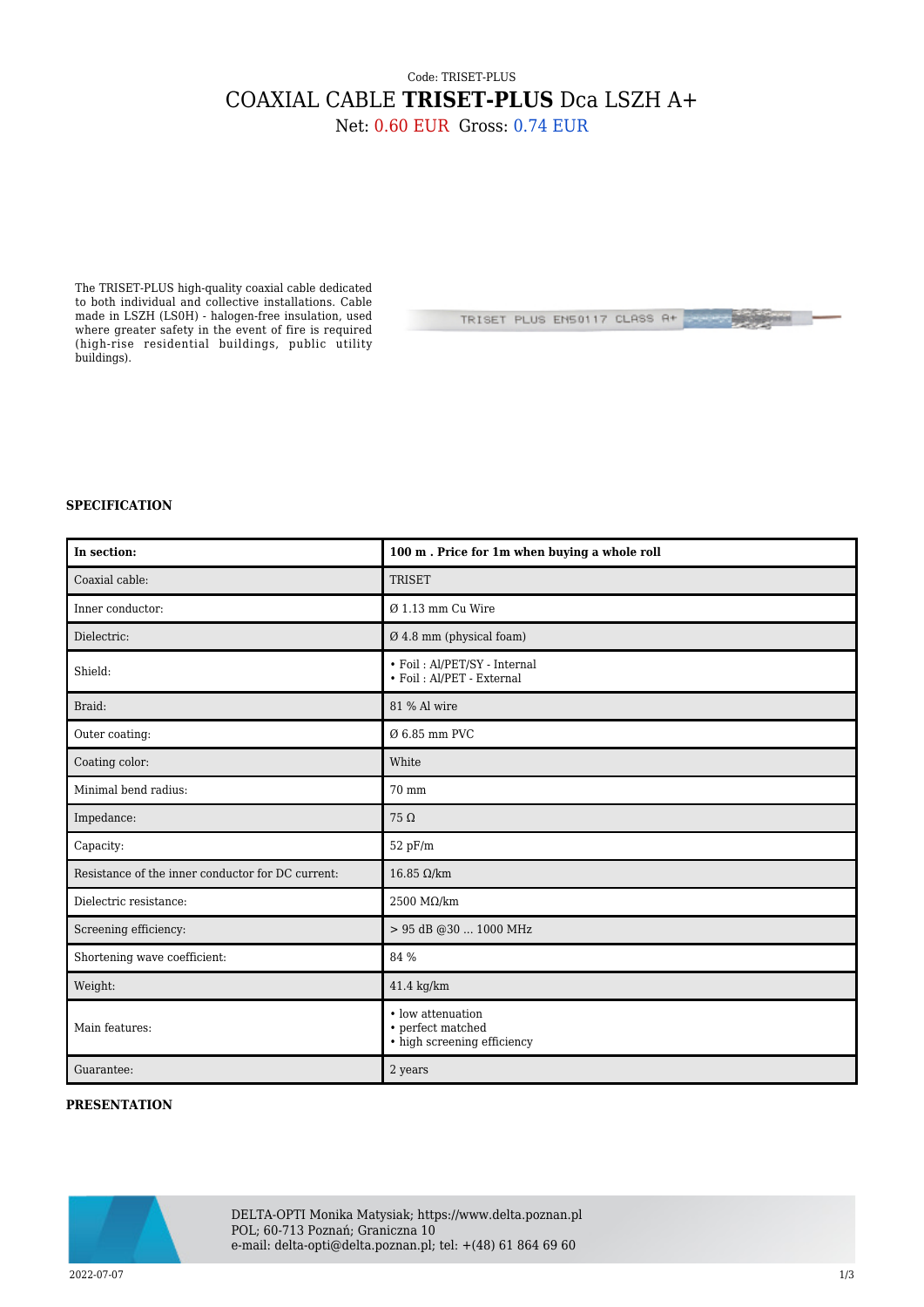Code: TRISET-PLUS

# COAXIAL CABLE **TRISET-PLUS** Dca LSZH A+

Net: 0.60 EUR Gross: 0.74 EUR

The TRISET-PLUS high-quality coaxial cable dedicated to both individual and collective installations. Cable made in LSZH (LS0H) - halogen-free insulation, used where greater safety in the event of fire is required (high-rise residential buildings, public utility buildings).

## SPECIFICATION

| In section: | 100 m . Price for 1m when buying a whole roll |
|---|---|
| Coaxial cable: | TRISET |
| Inner conductor: | Ø 1.13 mm Cu Wire |
| Dielectric: | Ø 4.8 mm (physical foam) |
| Shield: | • Foil : Al/PET/SY - Internal<br>• Foil : Al/PET - External |
| Braid: | 81 % Al wire |
| Outer coating: | Ø 6.85 mm PVC |
| Coating color: | White |
| Minimal bend radius: | 70 mm |
| Impedance: | 75 Ω |
| Capacity: | 52 pF/m |
| Resistance of the inner conductor for DC current: | 16.85 Ω/km |
| Dielectric resistance: | 2500 MΩ/km |
| Screening efficiency: | > 95 dB @30 ... 1000 MHz |
| Shortening wave coefficient: | 84 % |
| Weight: | 41.4 kg/km |
| Main features: | • low attenuation<br>• perfect matched<br>• high screening efficiency |
| Guarantee: | 2 years |

## PRESENTATION

DELTA-OPTI Monika Matysiak; https://www.delta.poznan.pl
POL; 60-713 Poznań; Graniczna 10
e-mail: delta-opti@delta.poznan.pl; tel: +(48) 61 864 69 60

2022-07-07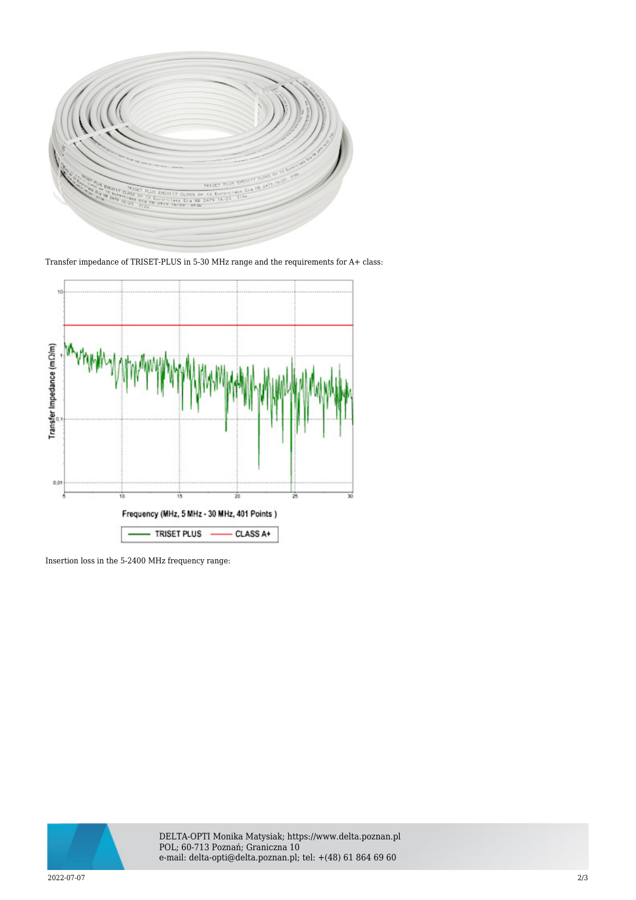Transfer impedance of TRISET-PLUS in 5-30 MHz range and the requirements for A+ class:

Insertion loss in the 5-2400 MHz frequency range: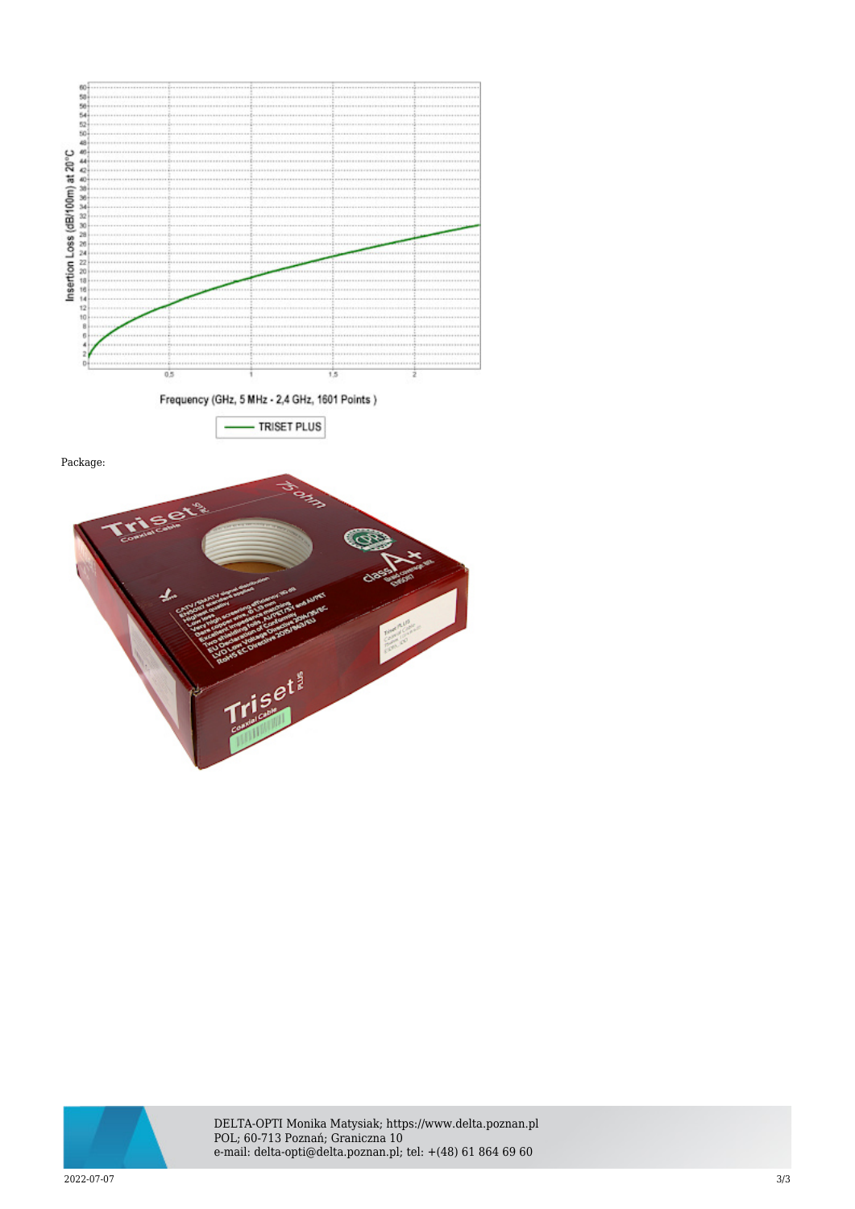Insertion Loss (dB/100m) at 20°C

60
58
56
54
52
50
48
46
44
42
40
38
36
34
32
30
28
26
24
22
20
18
16
14
12
10
8
6
4
2
0

0,5
1
1,5
2

Frequency (GHz, 5 MHz - 2,4 GHz, 1601 Points )

TRISET PLUS

Package: